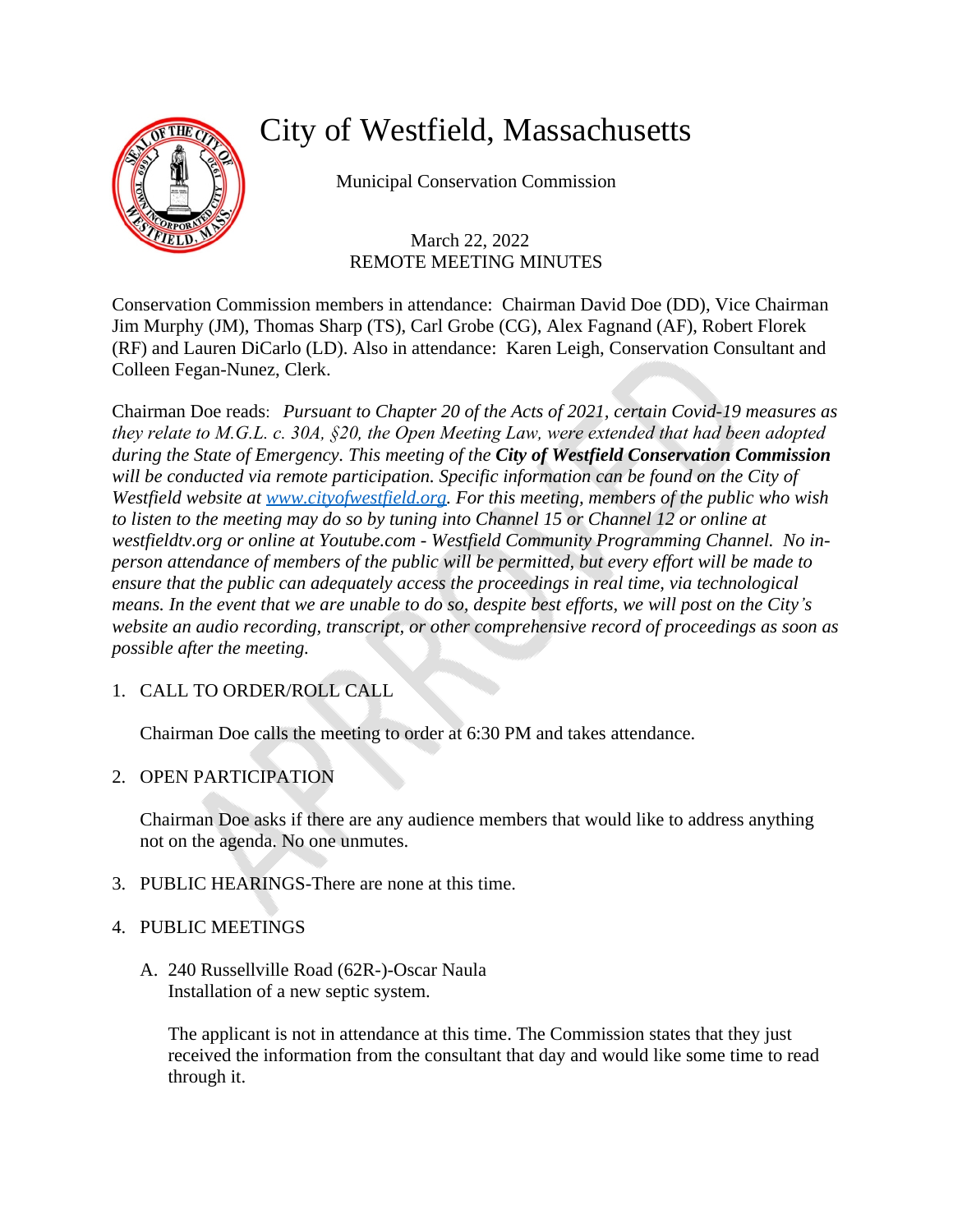# City of Westfield, Massachusetts

Municipal Conservation Commission

March 22, 2022
REMOTE MEETING MINUTES

Conservation Commission members in attendance: Chairman David Doe (DD), Vice Chairman Jim Murphy (JM), Thomas Sharp (TS), Carl Grobe (CG), Alex Fagnand (AF), Robert Florek (RF) and Lauren DiCarlo (LD). Also in attendance: Karen Leigh, Conservation Consultant and Colleen Fegan-Nunez, Clerk.

Chairman Doe reads: *Pursuant to Chapter 20 of the Acts of 2021, certain Covid-19 measures as they relate to M.G.L. c. 30A, §20, the Open Meeting Law, were extended that had been adopted during the State of Emergency. This meeting of the* ***City of Westfield Conservation Commission*** *will be conducted via remote participation. Specific information can be found on the City of Westfield website at [www.cityofwestfield.org](www.cityofwestfield.org). For this meeting, members of the public who wish to listen to the meeting may do so by tuning into Channel 15 or Channel 12 or online at westfieldtv.org or online at Youtube.com - Westfield Community Programming Channel. No in-person attendance of members of the public will be permitted, but every effort will be made to ensure that the public can adequately access the proceedings in real time, via technological means. In the event that we are unable to do so, despite best efforts, we will post on the City's website an audio recording, transcript, or other comprehensive record of proceedings as soon as possible after the meeting.*

1. CALL TO ORDER/ROLL CALL

   Chairman Doe calls the meeting to order at 6:30 PM and takes attendance.

2. OPEN PARTICIPATION

   Chairman Doe asks if there are any audience members that would like to address anything not on the agenda. No one unmutes.

3. PUBLIC HEARINGS-There are none at this time.

4. PUBLIC MEETINGS

   A. 240 Russellville Road (62R-)-Oscar Naula
      Installation of a new septic system.

      The applicant is not in attendance at this time. The Commission states that they just received the information from the consultant that day and would like some time to read through it.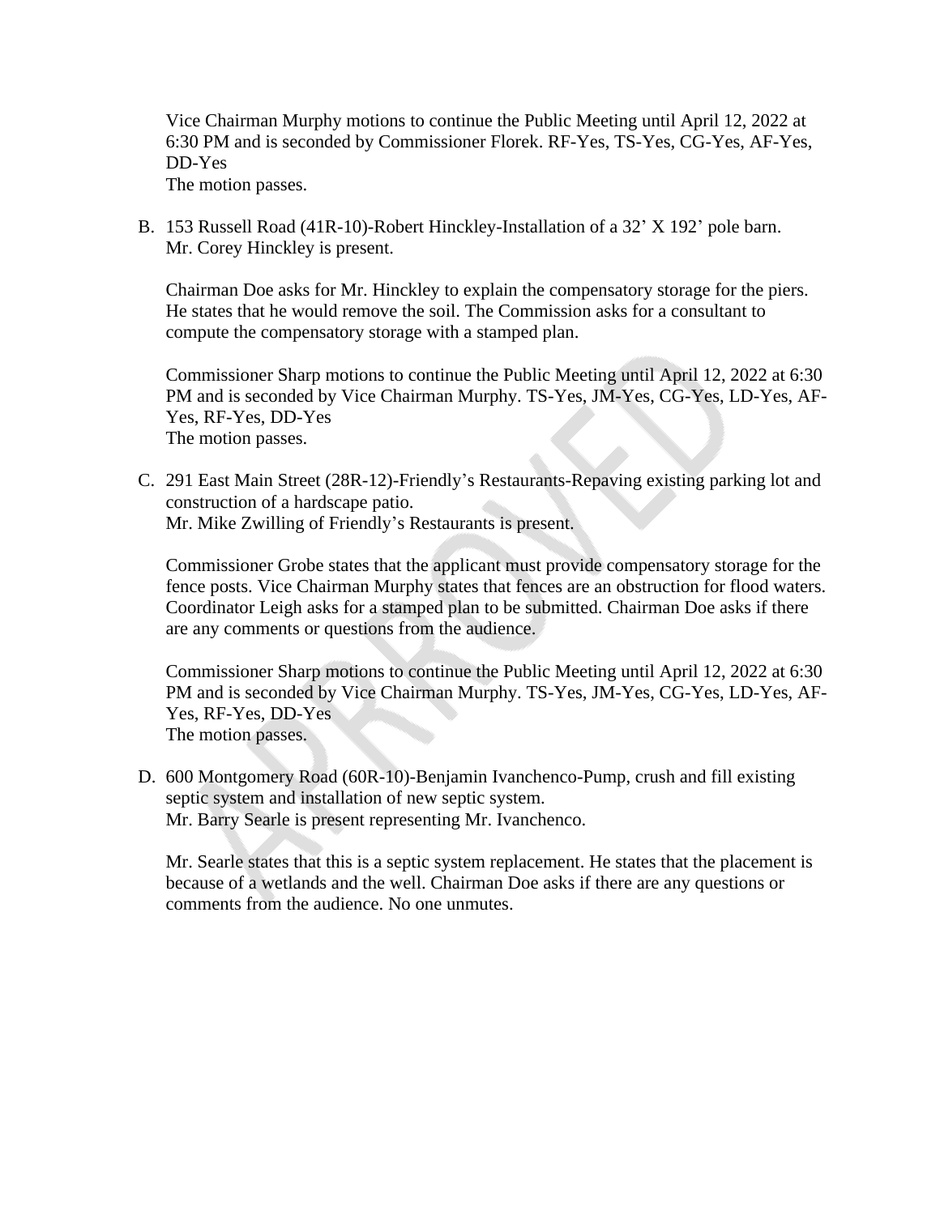Vice Chairman Murphy motions to continue the Public Meeting until April 12, 2022 at 6:30 PM and is seconded by Commissioner Florek. RF-Yes, TS-Yes, CG-Yes, AF-Yes, DD-Yes
The motion passes.

B. 153 Russell Road (41R-10)-Robert Hinckley-Installation of a 32' X 192' pole barn.
Mr. Corey Hinckley is present.

Chairman Doe asks for Mr. Hinckley to explain the compensatory storage for the piers. He states that he would remove the soil. The Commission asks for a consultant to compute the compensatory storage with a stamped plan.

Commissioner Sharp motions to continue the Public Meeting until April 12, 2022 at 6:30 PM and is seconded by Vice Chairman Murphy. TS-Yes, JM-Yes, CG-Yes, LD-Yes, AF-Yes, RF-Yes, DD-Yes
The motion passes.

C. 291 East Main Street (28R-12)-Friendly's Restaurants-Repaving existing parking lot and construction of a hardscape patio.
Mr. Mike Zwilling of Friendly's Restaurants is present.

Commissioner Grobe states that the applicant must provide compensatory storage for the fence posts. Vice Chairman Murphy states that fences are an obstruction for flood waters. Coordinator Leigh asks for a stamped plan to be submitted. Chairman Doe asks if there are any comments or questions from the audience.

Commissioner Sharp motions to continue the Public Meeting until April 12, 2022 at 6:30 PM and is seconded by Vice Chairman Murphy. TS-Yes, JM-Yes, CG-Yes, LD-Yes, AF-Yes, RF-Yes, DD-Yes
The motion passes.

D. 600 Montgomery Road (60R-10)-Benjamin Ivanchenco-Pump, crush and fill existing septic system and installation of new septic system.
Mr. Barry Searle is present representing Mr. Ivanchenco.

Mr. Searle states that this is a septic system replacement. He states that the placement is because of a wetlands and the well. Chairman Doe asks if there are any questions or comments from the audience. No one unmutes.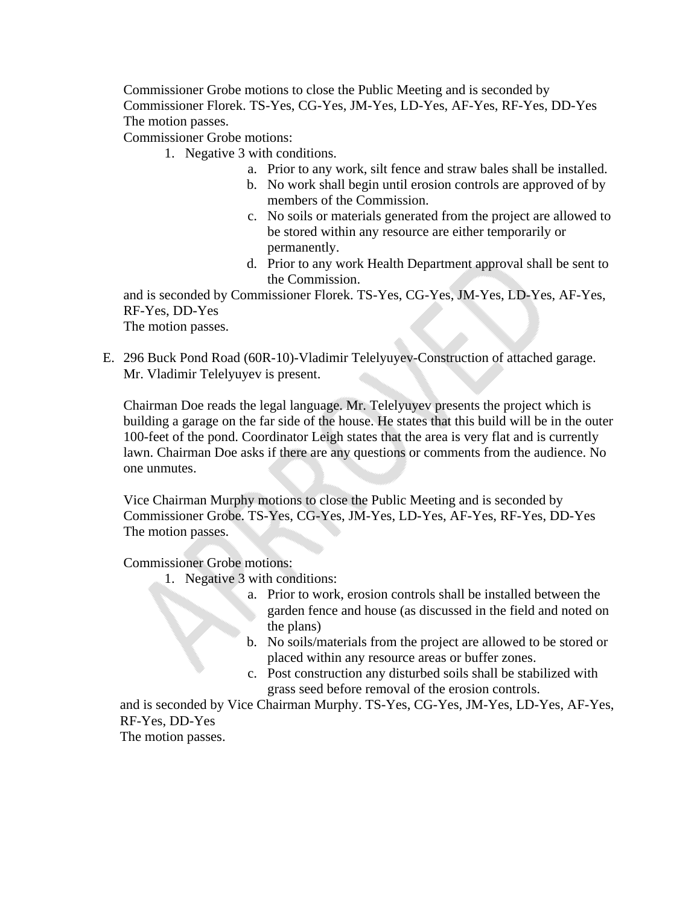Commissioner Grobe motions to close the Public Meeting and is seconded by Commissioner Florek. TS-Yes, CG-Yes, JM-Yes, LD-Yes, AF-Yes, RF-Yes, DD-Yes
The motion passes.
Commissioner Grobe motions:

1. Negative 3 with conditions.
    a. Prior to any work, silt fence and straw bales shall be installed.
    b. No work shall begin until erosion controls are approved of by members of the Commission.
    c. No soils or materials generated from the project are allowed to be stored within any resource are either temporarily or permanently.
    d. Prior to any work Health Department approval shall be sent to the Commission.

and is seconded by Commissioner Florek. TS-Yes, CG-Yes, JM-Yes, LD-Yes, AF-Yes, RF-Yes, DD-Yes
The motion passes.

E. 296 Buck Pond Road (60R-10)-Vladimir Telelyuyev-Construction of attached garage. Mr. Vladimir Telelyuyev is present.

Chairman Doe reads the legal language. Mr. Telelyuyev presents the project which is building a garage on the far side of the house. He states that this build will be in the outer 100-feet of the pond. Coordinator Leigh states that the area is very flat and is currently lawn. Chairman Doe asks if there are any questions or comments from the audience. No one unmutes.

Vice Chairman Murphy motions to close the Public Meeting and is seconded by Commissioner Grobe. TS-Yes, CG-Yes, JM-Yes, LD-Yes, AF-Yes, RF-Yes, DD-Yes
The motion passes.

Commissioner Grobe motions:

1. Negative 3 with conditions:
    a. Prior to work, erosion controls shall be installed between the garden fence and house (as discussed in the field and noted on the plans)
    b. No soils/materials from the project are allowed to be stored or placed within any resource areas or buffer zones.
    c. Post construction any disturbed soils shall be stabilized with grass seed before removal of the erosion controls.

and is seconded by Vice Chairman Murphy. TS-Yes, CG-Yes, JM-Yes, LD-Yes, AF-Yes, RF-Yes, DD-Yes
The motion passes.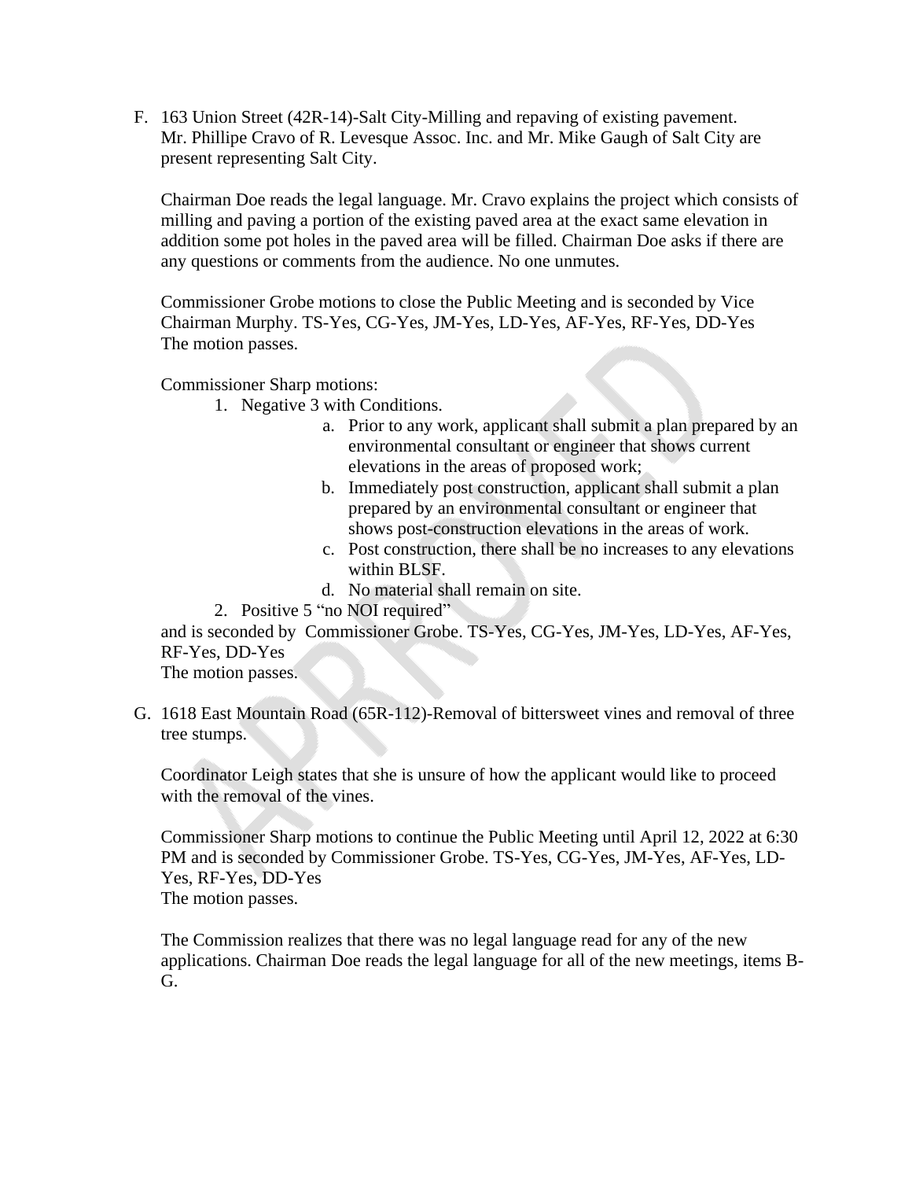F. 163 Union Street (42R-14)-Salt City-Milling and repaving of existing pavement. Mr. Phillipe Cravo of R. Levesque Assoc. Inc. and Mr. Mike Gaugh of Salt City are present representing Salt City.

   Chairman Doe reads the legal language. Mr. Cravo explains the project which consists of milling and paving a portion of the existing paved area at the exact same elevation in addition some pot holes in the paved area will be filled. Chairman Doe asks if there are any questions or comments from the audience. No one unmutes.

   Commissioner Grobe motions to close the Public Meeting and is seconded by Vice Chairman Murphy. TS-Yes, CG-Yes, JM-Yes, LD-Yes, AF-Yes, RF-Yes, DD-Yes
   The motion passes.

   Commissioner Sharp motions:

   1. Negative 3 with Conditions.
      a. Prior to any work, applicant shall submit a plan prepared by an environmental consultant or engineer that shows current elevations in the areas of proposed work;
      b. Immediately post construction, applicant shall submit a plan prepared by an environmental consultant or engineer that shows post-construction elevations in the areas of work.
      c. Post construction, there shall be no increases to any elevations within BLSF.
      d. No material shall remain on site.
   2. Positive 5 "no NOI required"

   and is seconded by Commissioner Grobe. TS-Yes, CG-Yes, JM-Yes, LD-Yes, AF-Yes, RF-Yes, DD-Yes
   The motion passes.

G. 1618 East Mountain Road (65R-112)-Removal of bittersweet vines and removal of three tree stumps.

   Coordinator Leigh states that she is unsure of how the applicant would like to proceed with the removal of the vines.

   Commissioner Sharp motions to continue the Public Meeting until April 12, 2022 at 6:30 PM and is seconded by Commissioner Grobe. TS-Yes, CG-Yes, JM-Yes, AF-Yes, LD-Yes, RF-Yes, DD-Yes
   The motion passes.

   The Commission realizes that there was no legal language read for any of the new applications. Chairman Doe reads the legal language for all of the new meetings, items B-G.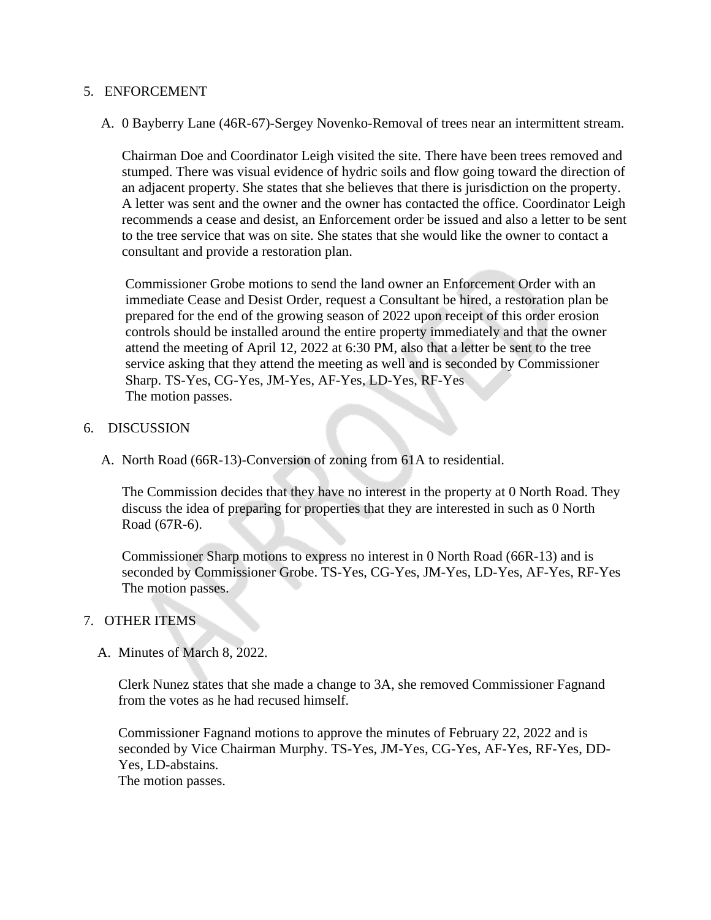5. ENFORCEMENT

   A. 0 Bayberry Lane (46R-67)-Sergey Novenko-Removal of trees near an intermittent stream.

      Chairman Doe and Coordinator Leigh visited the site. There have been trees removed and stumped. There was visual evidence of hydric soils and flow going toward the direction of an adjacent property. She states that she believes that there is jurisdiction on the property. A letter was sent and the owner and the owner has contacted the office. Coordinator Leigh recommends a cease and desist, an Enforcement order be issued and also a letter to be sent to the tree service that was on site. She states that she would like the owner to contact a consultant and provide a restoration plan.

      Commissioner Grobe motions to send the land owner an Enforcement Order with an immediate Cease and Desist Order, request a Consultant be hired, a restoration plan be prepared for the end of the growing season of 2022 upon receipt of this order erosion controls should be installed around the entire property immediately and that the owner attend the meeting of April 12, 2022 at 6:30 PM, also that a letter be sent to the tree service asking that they attend the meeting as well and is seconded by Commissioner Sharp. TS-Yes, CG-Yes, JM-Yes, AF-Yes, LD-Yes, RF-Yes
      The motion passes.

6. DISCUSSION

   A. North Road (66R-13)-Conversion of zoning from 61A to residential.

      The Commission decides that they have no interest in the property at 0 North Road. They discuss the idea of preparing for properties that they are interested in such as 0 North Road (67R-6).

      Commissioner Sharp motions to express no interest in 0 North Road (66R-13) and is seconded by Commissioner Grobe. TS-Yes, CG-Yes, JM-Yes, LD-Yes, AF-Yes, RF-Yes
      The motion passes.

7. OTHER ITEMS

   A. Minutes of March 8, 2022.

      Clerk Nunez states that she made a change to 3A, she removed Commissioner Fagnand from the votes as he had recused himself.

      Commissioner Fagnand motions to approve the minutes of February 22, 2022 and is seconded by Vice Chairman Murphy. TS-Yes, JM-Yes, CG-Yes, AF-Yes, RF-Yes, DD-Yes, LD-abstains.
      The motion passes.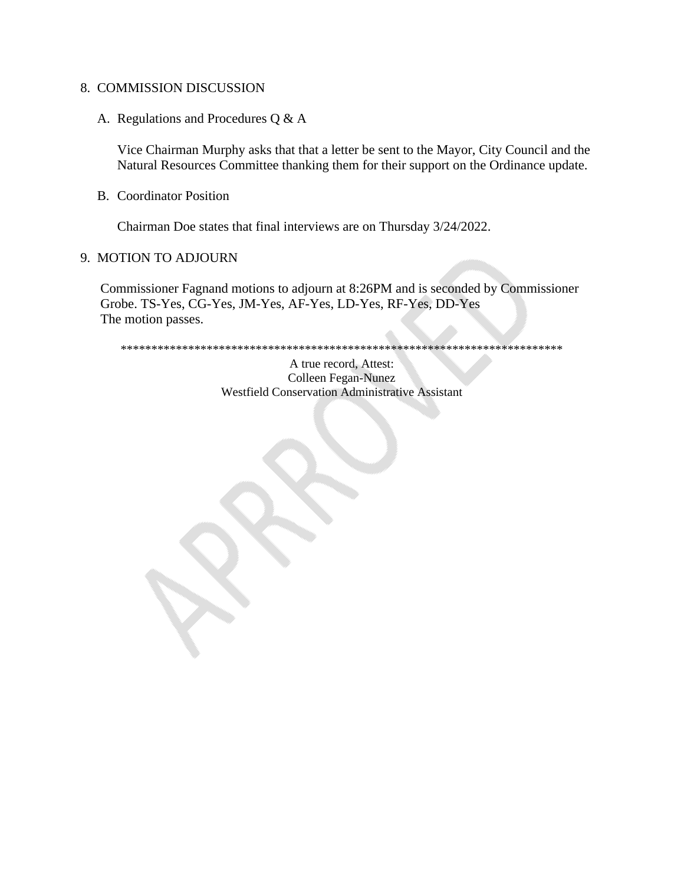8. COMMISSION DISCUSSION

   A. Regulations and Procedures Q & A

      Vice Chairman Murphy asks that that a letter be sent to the Mayor, City Council and the Natural Resources Committee thanking them for their support on the Ordinance update.

   B. Coordinator Position

      Chairman Doe states that final interviews are on Thursday 3/24/2022.

9. MOTION TO ADJOURN

   Commissioner Fagnand motions to adjourn at 8:26PM and is seconded by Commissioner Grobe. TS-Yes, CG-Yes, JM-Yes, AF-Yes, LD-Yes, RF-Yes, DD-Yes
   The motion passes.

*************************************************************************

A true record, Attest:
Colleen Fegan-Nunez
Westfield Conservation Administrative Assistant